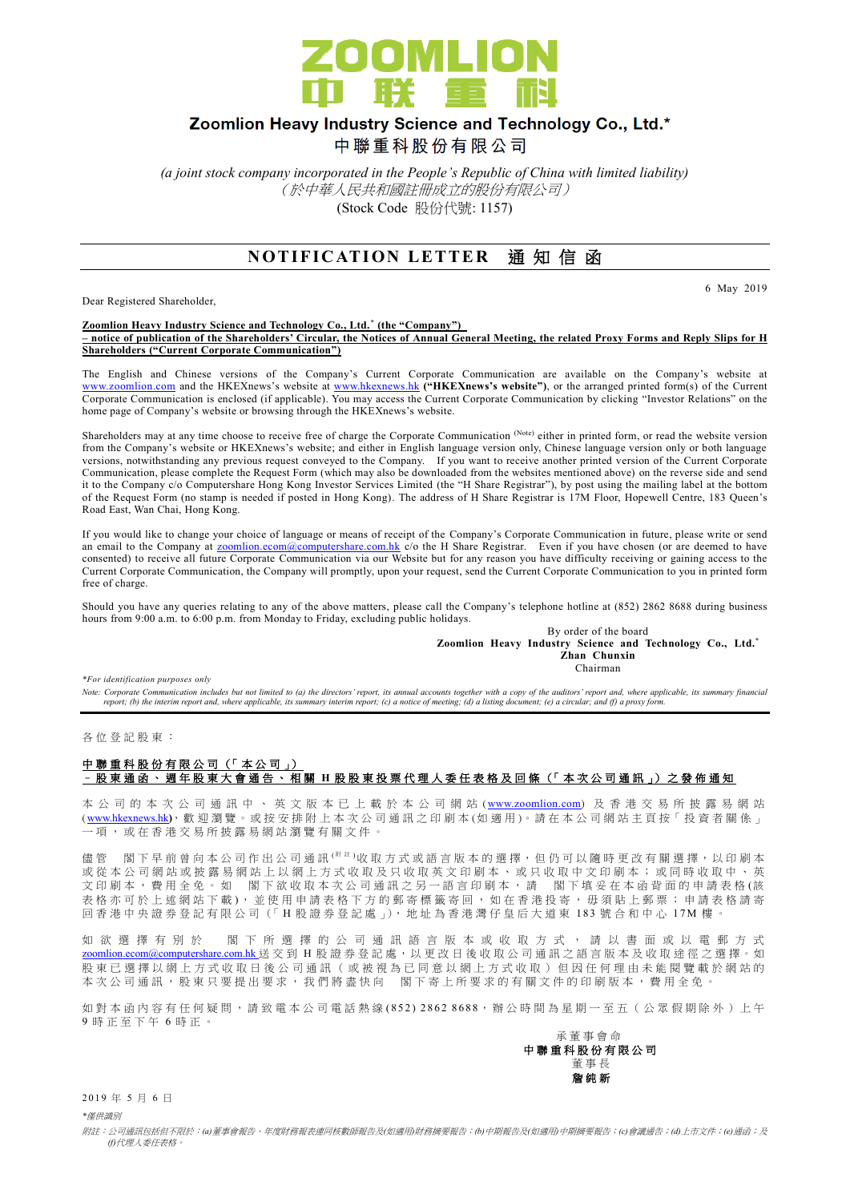# ZOOMLION 中联重科

## Zoomlion Heavy Industry Science and Technology Co., Ltd.*

## 中聯重科股份有限公司

*(a joint stock company incorporated in the People's Republic of China with limited liability)*
*（於中華人民共和國註冊成立的股份有限公司）*
(Stock Code 股份代號: 1157)

## NOTIFICATION LETTER 通知信函

6 May 2019

Dear Registered Shareholder,

**Zoomlion Heavy Industry Science and Technology Co., Ltd.* (the "Company")**
**– notice of publication of the Shareholders' Circular, the Notices of Annual General Meeting, the related Proxy Forms and Reply Slips for H Shareholders ("Current Corporate Communication")**

The English and Chinese versions of the Company's Current Corporate Communication are available on the Company's website at www.zoomlion.com and the HKEXnews's website at www.hkexnews.hk **("HKEXnews's website")**, or the arranged printed form(s) of the Current Corporate Communication is enclosed (if applicable). You may access the Current Corporate Communication by clicking "Investor Relations" on the home page of Company's website or browsing through the HKEXnews's website.

Shareholders may at any time choose to receive free of charge the Corporate Communication (Note) either in printed form, or read the website version from the Company's website or HKEXnews's website; and either in English language version only, Chinese language version only or both language versions, notwithstanding any previous request conveyed to the Company. If you want to receive another printed version of the Current Corporate Communication, please complete the Request Form (which may also be downloaded from the websites mentioned above) on the reverse side and send it to the Company c/o Computershare Hong Kong Investor Services Limited (the "H Share Registrar"), by post using the mailing label at the bottom of the Request Form (no stamp is needed if posted in Hong Kong). The address of H Share Registrar is 17M Floor, Hopewell Centre, 183 Queen's Road East, Wan Chai, Hong Kong.

If you would like to change your choice of language or means of receipt of the Company's Corporate Communication in future, please write or send an email to the Company at zoomlion.ecom@computershare.com.hk c/o the H Share Registrar. Even if you have chosen (or are deemed to have consented) to receive all future Corporate Communication via our Website but for any reason you have difficulty receiving or gaining access to the Current Corporate Communication, the Company will promptly, upon your request, send the Current Corporate Communication to you in printed form free of charge.

Should you have any queries relating to any of the above matters, please call the Company's telephone hotline at (852) 2862 8688 during business hours from 9:00 a.m. to 6:00 p.m. from Monday to Friday, excluding public holidays.

By order of the board
**Zoomlion Heavy Industry Science and Technology Co., Ltd.***
**Zhan Chunxin**
Chairman

*\*For identification purposes only*

*Note: Corporate Communication includes but not limited to (a) the directors' report, its annual accounts together with a copy of the auditors' report and, where applicable, its summary financial report; (b) the interim report and, where applicable, its summary interim report; (c) a notice of meeting; (d) a listing document; (e) a circular; and (f) a proxy form.*

---

各位登記股東：

**中聯重科股份有限公司（「本公司」）**
**－股東通函、週年股東大會通告、相關H股股東投票代理人委任表格及回條（「本次公司通訊」）之發佈通知**

本公司的本次公司通訊中、英文版本已上載於本公司網站(www.zoomlion.com)及香港交易所披露易網站(www.hkexnews.hk)，歡迎瀏覽。或按安排附上本次公司通訊之印刷本(如適用)。請在本公司網站主頁按「投資者關係」一項，或在香港交易所披露易網站瀏覽有關文件。

儘管 閣下早前曾向本公司作出公司通訊(附註)收取方式或語言版本的選擇，但仍可以隨時更改有關選擇，以印刷本或從本公司網站或披露易網站上以網上方式收取及只收取英文印刷本、或只收取中文印刷本；或同時收取中、英文印刷本，費用全免。如 閣下欲收取本次公司通訊之另一語言印刷本，請 閣下填妥在本函背面的申請表格(該表格亦可於上述網站下載)，並使用申請表格下方的郵寄標籤寄回，如在香港投寄，毋須貼上郵票；申請表格請寄回香港中央證券登記有限公司（「H股證券登記處」），地址為香港灣仔皇后大道東183號合和中心17M樓。

如欲選擇有別於 閣下所選擇的公司通訊語言版本或收取方式，請以書面或以電郵方式zoomlion.ecom@computershare.com.hk送交到H股證券登記處，以更改日後收取公司通訊之語言版本及收取途徑之選擇。如股東已選擇以網上方式收取日後公司通訊（或被視為已同意以網上方式收取）但因任何理由未能閱覽載於網站的本次公司通訊，股東只要提出要求，我們將盡快向 閣下寄上所要求的有關文件的印刷版本，費用全免。

如對本函內容有任何疑問，請致電本公司電話熱線(852) 2862 8688，辦公時間為星期一至五（公眾假期除外）上午9時正至下午6時正。

承董事會命
**中聯重科股份有限公司**
董事長
**詹純新**

2019年5月6日

*\*僅供識別*

*附註：公司通訊包括但不限於：(a)董事會報告、年度財務報表連同核數師報告及(如適用)財務摘要報告；(b)中期報告及(如適用)中期摘要報告；(c)會議通告；(d)上市文件；(e)通函；及(f)代理人委任表格。*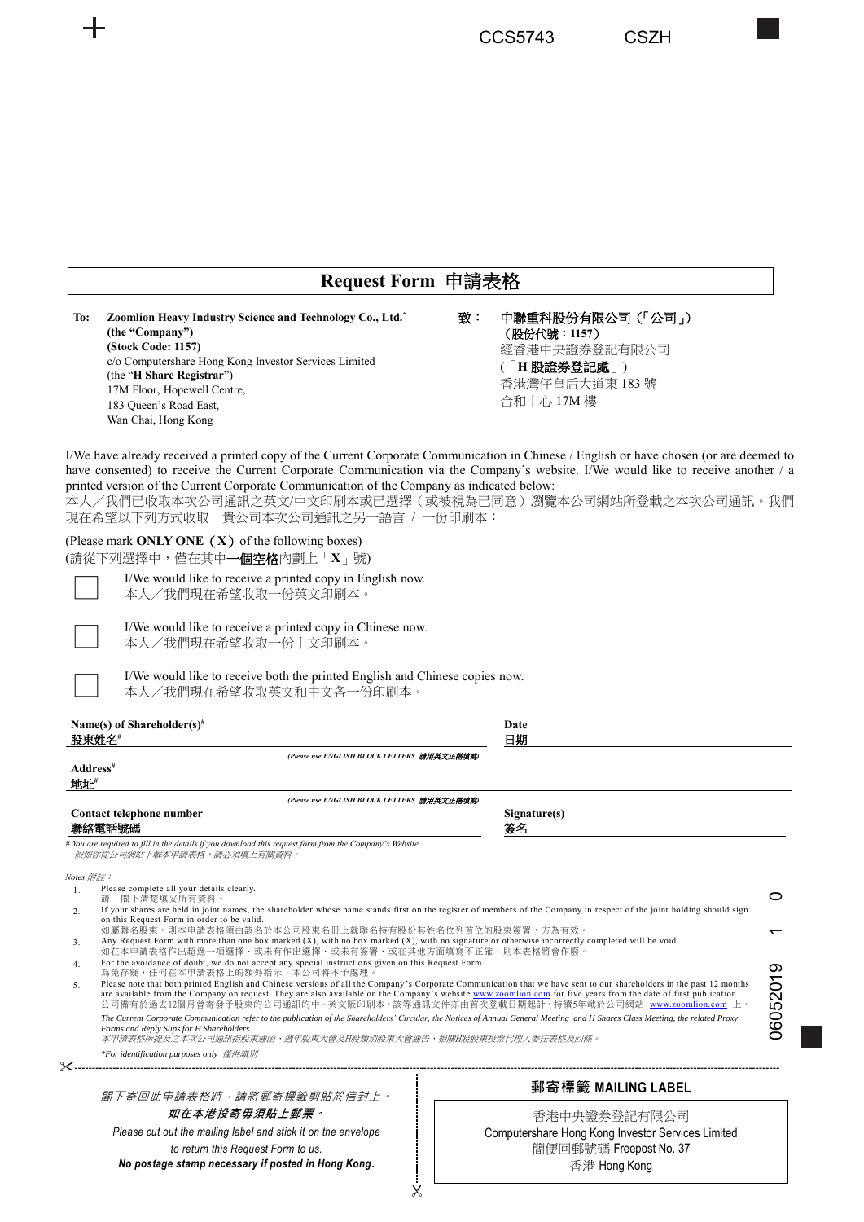# Request Form 申請表格

**To: Zoomlion Heavy Industry Science and Technology Co., Ltd.*
(the "Company")
(Stock Code: 1157)**
c/o Computershare Hong Kong Investor Services Limited
(the "**H Share Registrar**")
17M Floor, Hopewell Centre,
183 Queen's Road East,
Wan Chai, Hong Kong

**致： 中聯重科股份有限公司（「公司」）
（股份代號：1157）**
經香港中央證券登記有限公司
（「**H股證券登記處**」）
香港灣仔皇后大道東183號
合和中心17M樓

I/We have already received a printed copy of the Current Corporate Communication in Chinese / English or have chosen (or are deemed to have consented) to receive the Current Corporate Communication via the Company's website. I/We would like to receive another / a printed version of the Current Corporate Communication of the Company as indicated below:

本人╱我們已收取本次公司通訊之英文/中文印刷本或已選擇（或被視為已同意）瀏覽本公司網站所登載之本次公司通訊。我們現在希望以下列方式收取　貴公司本次公司通訊之另一語言 / 一份印刷本：

(Please mark **ONLY ONE**（**X**）of the following boxes)
(請從下列選擇中，僅在其中**一個空格**內劃上「**X**」號)

☐ I/We would like to receive a printed copy in English now.
本人╱我們現在希望收取一份英文印刷本。

☐ I/We would like to receive a printed copy in Chinese now.
本人╱我們現在希望收取一份中文印刷本。

☐ I/We would like to receive both the printed English and Chinese copies now.
本人╱我們現在希望收取英文和中文各一份印刷本。

**Name(s) of Shareholder(s)#
股東姓名#** ______________________ **Date 日期** ______________________

*(Please use ENGLISH BLOCK LETTERS 請用英文正楷填寫)*

**Address#
地址#** ______________________

*(Please use ENGLISH BLOCK LETTERS 請用英文正楷填寫)*

**Contact telephone number
聯絡電話號碼** ______________________ **Signature(s) 簽名** ______________________

*# You are required to fill in the details if you download this request form from the Company's Website.
假如你從公司網站下載本申請表格，請必須填上有關資料。*

*Notes 附註：*

1. Please complete all your details clearly.
請　閣下清楚填妥所有資料。
2. If your shares are held in joint names, the shareholder whose name stands first on the register of members of the Company in respect of the joint holding should sign on this Request Form in order to be valid.
如屬聯名股東，則本申請表格須由該名於本公司股東名冊上就聯名持有股份其姓名位列首位的股東簽署，方為有效。
3. Any Request Form with more than one box marked (X), with no box marked (X), with no signature or otherwise incorrectly completed will be void.
如在本申請表格作出超過一項選擇、或未有作出選擇、或未有簽署、或在其他方面填寫不正確，則本表格將會作廢。
4. For the avoidance of doubt, we do not accept any special instructions given on this Request Form.
為免存疑，任何在本申請表格上的額外指示，本公司將不予處理。
5. Please note that both printed English and Chinese versions of all the Company's Corporate Communication that we have sent to our shareholders in the past 12 months are available from the Company on request. They are also available on the Company's website www.zoomlion.com for five years from the date of first publication.
公司備有於過去12個月曾寄發予股東的公司通訊的中、英文版印刷本。該等通訊文件亦由首次登載日期起計，持續5年載於公司網站 www.zoomlion.com 上。

*The Current Corporate Communication refer to the publication of the Shareholders' Circular, the Notices of Annual General Meeting and H Shares Class Meeting, the related Proxy Forms and Reply Slips for H Shareholders.
本申請表格所提及之本次公司通訊指股東通函、週年股東大會及H股類別股東大會通告、相關H股股東投票代理人委任表格及回條。*

*\*For identification purposes only 僅供識別*

*閣下寄回此申請表格時，請將郵寄標籤剪貼於信封上。*
***如在本港投寄毋須貼上郵票。***
*Please cut out the mailing label and stick it on the envelope to return this Request Form to us.*
***No postage stamp necessary if posted in Hong Kong.***

**郵寄標籤 MAILING LABEL**

香港中央證券登記有限公司
Computershare Hong Kong Investor Services Limited
簡便回郵號碼 Freepost No. 37
香港 Hong Kong